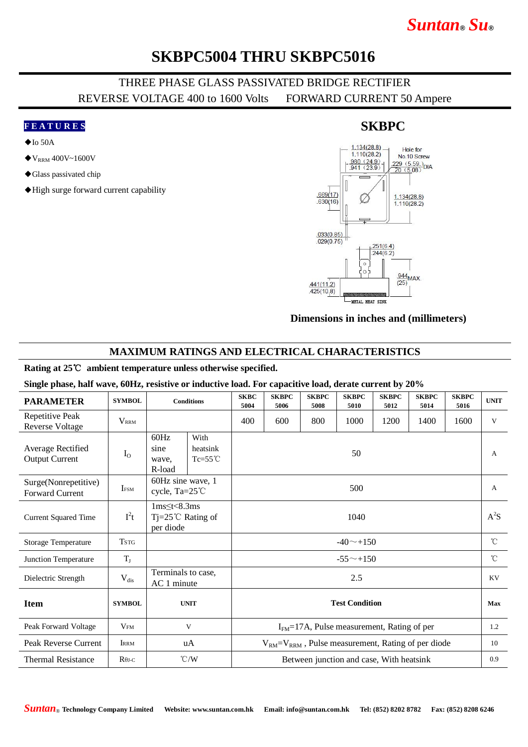# SKBPC5004 THRU SKBPC5016

THREE PHASE GLASS PASSIVATED BRIDGE RECTIFIER

REVERSE VOLTAGE 400 to 1600 Volts    FORWARD CURRENT 50 Ampere

## FEATURES

- ◆Io 50A
- ◆$V_{RRM}$ 400V~1600V
- ◆Glass passivated chip
- ◆High surge forward current capability

## SKBPC

Dimensions in inches and (millimeters)

## MAXIMUM RATINGS AND ELECTRICAL CHARACTERISTICS

**Rating at 25℃ ambient temperature unless otherwise specified.**

**Single phase, half wave, 60Hz, resistive or inductive load. For capacitive load, derate current by 20%**

| PARAMETER | SYMBOL | Conditions | | SKBC 5004 | SKBPC 5006 | SKBPC 5008 | SKBPC 5010 | SKBPC 5012 | SKBPC 5014 | SKBPC 5016 | UNIT |
|---|---|---|---|---|---|---|---|---|---|---|---|
| Repetitive Peak Reverse Voltage | $V_{RRM}$ | | | 400 | 600 | 800 | 1000 | 1200 | 1400 | 1600 | V |
| Average Rectified Output Current | $I_O$ | 60Hz sine wave, R-load | With heatsink Tc=55℃ | 50 | | | | | | | A |
| Surge(Nonrepetitive) Forward Current | $I_{FSM}$ | 60Hz sine wave, 1 cycle, Ta=25℃ | | 500 | | | | | | | A |
| Current Squared Time | $I^2t$ | 1ms≤t<8.3ms Tj=25℃ Rating of per diode | | 1040 | | | | | | | $A^2S$ |
| Storage Temperature | $T_{STG}$ | | | -40～+150 | | | | | | | ℃ |
| Junction Temperature | $T_J$ | | | -55～+150 | | | | | | | ℃ |
| Dielectric Strength | $V_{dis}$ | Terminals to case, AC 1 minute | | 2.5 | | | | | | | KV |
| **Item** | **SYMBOL** | **UNIT** | | **Test Condition** | | | | | | | **Max** |
| Peak Forward Voltage | $V_{FM}$ | V | | $I_{FM}$=17A, Pulse measurement, Rating of per | | | | | | | 1.2 |
| Peak Reverse Current | $I_{RRM}$ | uA | | $V_{RM}=V_{RRM}$ , Pulse measurement, Rating of per diode | | | | | | | 10 |
| Thermal Resistance | $R_{\theta J\text{-}C}$ | ℃/W | | Between junction and case, With heatsink | | | | | | | 0.9 |

Suntan® Technology Company Limited    Website: www.suntan.com.hk    Email: info@suntan.com.hk    Tel: (852) 8202 8782    Fax: (852) 8208 6246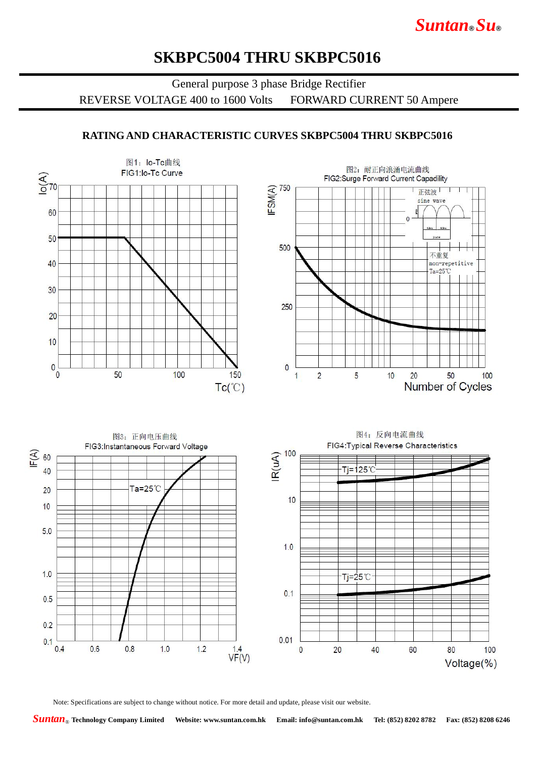# SKBPC5004 THRU SKBPC5016

General purpose 3 phase Bridge Rectifier

REVERSE VOLTAGE 400 to 1600 Volts FORWARD CURRENT 50 Ampere

## RATING AND CHARACTERISTIC CURVES SKBPC5004 THRU SKBPC5016

图1：Io-Tc曲线
FIG1:Io-Tc Curve

Io(A)
70
60
50
40
30
20
10
0
0
50
100
150
Tc(℃)

图2：耐正向浪涌电流曲线
FIG2:Surge Forward Current Capadility

IFSM(A)
750
500
250
0
1
2
5
10
20
50
100
Number of Cycles

正弦波
sine wave
0
不重复
non-repetitive
Ta=25℃

图3：正向电压曲线
FIG3:Instantaneous Forward Voltage

IF(A)
60
40
20
10
5.0
1.0
0.5
0.2
0.1
0.4
0.6
0.8
1.0
1.2
1.4
VF(V)

Ta=25℃

图4：反向电流曲线
FIG4:Typical Reverse Characteristics

IR(uA)
100
10
1.0
0.1
0.01
0
20
40
60
80
100
Voltage(%)

Tj=125℃
Tj=25℃

Note: Specifications are subject to change without notice. For more detail and update, please visit our website.

Suntan® Technology Company Limited Website: www.suntan.com.hk Email: info@suntan.com.hk Tel: (852) 8202 8782 Fax: (852) 8208 6246